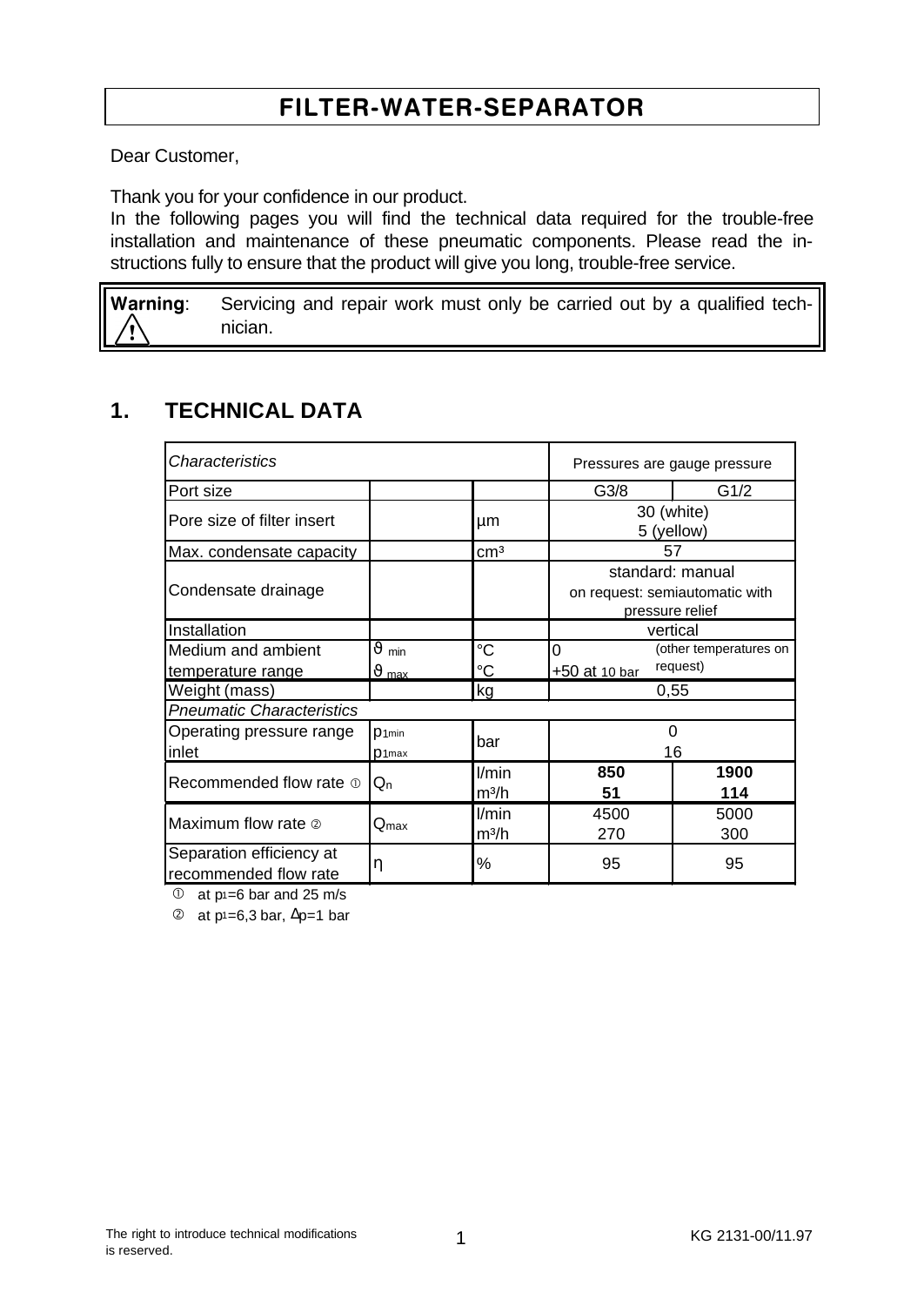# FILTER-WATER-SEPARATOR

Dear Customer,

Thank you for your confidence in our product.
In the following pages you will find the technical data required for the trouble-free installation and maintenance of these pneumatic components. Please read the instructions fully to ensure that the product will give you long, trouble-free service.

> **Warning**: Servicing and repair work must only be carried out by a qualified technician.

## 1. TECHNICAL DATA

| *Characteristics* | | | Pressures are gauge pressure | |
|---|---|---|---|---|
| Port size | | | G3/8 | G1/2 |
| Pore size of filter insert | | µm | 30 (white)<br>5 (yellow) | |
| Max. condensate capacity | | cm³ | 57 | |
| Condensate drainage | | | standard: manual<br>on request: semiautomatic with pressure relief | |
| Installation | | | vertical | |
| Medium and ambient temperature range | $\vartheta_{min}$<br>$\vartheta_{max}$ | °C<br>°C | 0<br>+50 at 10 bar | (other temperatures on request) |
| Weight (mass) | | kg | 0,55 | |
| *Pneumatic Characteristics* | | | | |
| Operating pressure range inlet | $p_{1min}$<br>$p_{1max}$ | bar | 0<br>16 | |
| Recommended flow rate ① | $Q_n$ | l/min<br>m³/h | **850**<br>**51** | **1900**<br>**114** |
| Maximum flow rate ② | $Q_{max}$ | l/min<br>m³/h | 4500<br>270 | 5000<br>300 |
| Separation efficiency at recommended flow rate | $\eta$ | % | 95 | 95 |

① at $p_1$=6 bar and 25 m/s

② at $p_1$=6,3 bar, $\Delta p$=1 bar

The right to introduce technical modifications is reserved.

KG 2131-00/11.97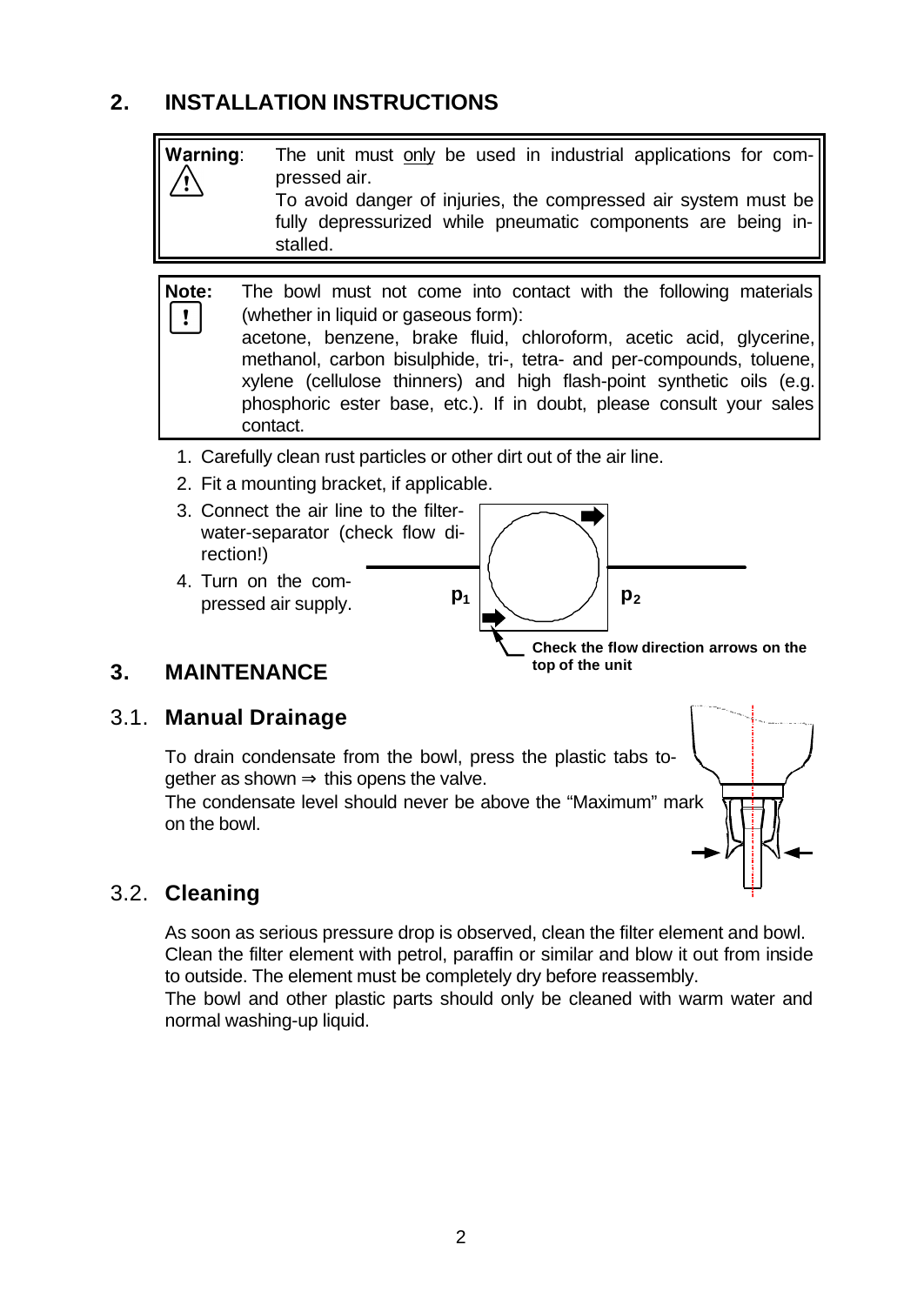## 2. INSTALLATION INSTRUCTIONS

**Warning**: The unit must only be used in industrial applications for compressed air.
To avoid danger of injuries, the compressed air system must be fully depressurized while pneumatic components are being installed.

**Note:** The bowl must not come into contact with the following materials (whether in liquid or gaseous form):
acetone, benzene, brake fluid, chloroform, acetic acid, glycerine, methanol, carbon bisulphide, tri-, tetra- and per-compounds, toluene, xylene (cellulose thinners) and high flash-point synthetic oils (e.g. phosphoric ester base, etc.). If in doubt, please consult your sales contact.

1. Carefully clean rust particles or other dirt out of the air line.
2. Fit a mounting bracket, if applicable.
3. Connect the air line to the filter-water-separator (check flow direction!)
4. Turn on the compressed air supply.

$p_1$ $p_2$

Check the flow direction arrows on the top of the unit

## 3. MAINTENANCE

### 3.1. Manual Drainage

To drain condensate from the bowl, press the plastic tabs together as shown ⇒ this opens the valve.
The condensate level should never be above the “Maximum” mark on the bowl.

### 3.2. Cleaning

As soon as serious pressure drop is observed, clean the filter element and bowl. Clean the filter element with petrol, paraffin or similar and blow it out from inside to outside. The element must be completely dry before reassembly.
The bowl and other plastic parts should only be cleaned with warm water and normal washing-up liquid.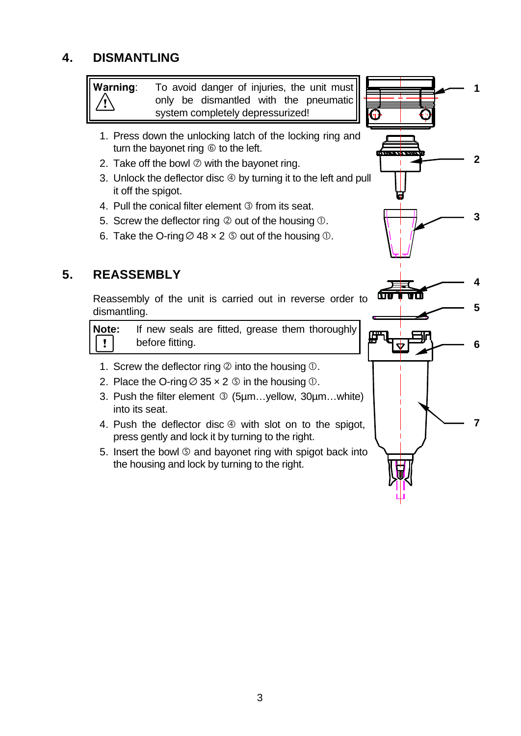## 4. DISMANTLING

> **Warning**: ⚠ To avoid danger of injuries, the unit must only be dismantled with the pneumatic system completely depressurized!

1. Press down the unlocking latch of the locking ring and turn the bayonet ring ⑥ to the left.
2. Take off the bowl ⑦ with the bayonet ring.
3. Unlock the deflector disc ④ by turning it to the left and pull it off the spigot.
4. Pull the conical filter element ③ from its seat.
5. Screw the deflector ring ② out of the housing ①.
6. Take the O-ring ∅ 48 × 2 ⑤ out of the housing ①.

## 5. REASSEMBLY

Reassembly of the unit is carried out in reverse order to dismantling.

> **Note:** ! If new seals are fitted, grease them thoroughly before fitting.

1. Screw the deflector ring ② into the housing ①.
2. Place the O-ring ∅ 35 × 2 ⑤ in the housing ①.
3. Push the filter element ③ (5µm…yellow, 30µm…white) into its seat.
4. Push the deflector disc ④ with slot on to the spigot, press gently and lock it by turning to the right.
5. Insert the bowl ⑤ and bayonet ring with spigot back into the housing and lock by turning to the right.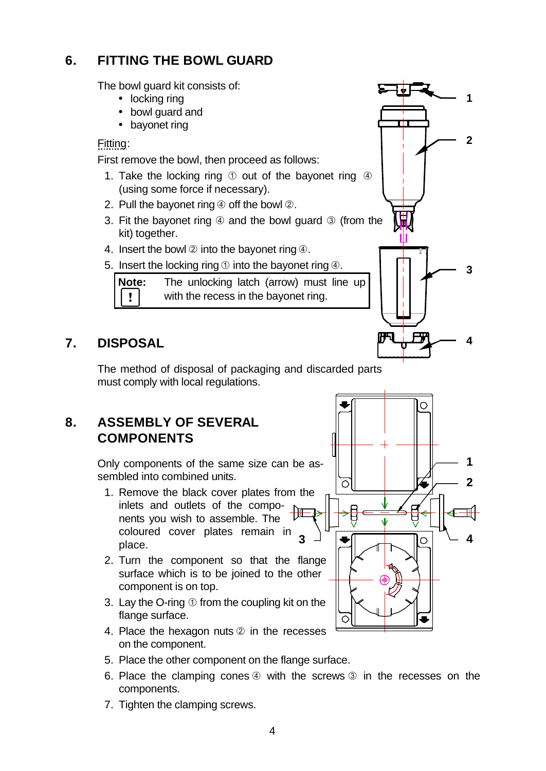## 6. FITTING THE BOWL GUARD

The bowl guard kit consists of:

- locking ring
- bowl guard and
- bayonet ring

Fitting:

First remove the bowl, then proceed as follows:

1. Take the locking ring ① out of the bayonet ring ④ (using some force if necessary).
2. Pull the bayonet ring ④ off the bowl ②.
3. Fit the bayonet ring ④ and the bowl guard ③ (from the kit) together.
4. Insert the bowl ② into the bayonet ring ④.
5. Insert the locking ring ① into the bayonet ring ④.

| **Note:** ! | The unlocking latch (arrow) must line up with the recess in the bayonet ring. |
|---|---|

## 7. DISPOSAL

The method of disposal of packaging and discarded parts must comply with local regulations.

## 8. ASSEMBLY OF SEVERAL COMPONENTS

Only components of the same size can be assembled into combined units.

1. Remove the black cover plates from the inlets and outlets of the components you wish to assemble. The coloured cover plates remain in place.
2. Turn the component so that the flange surface which is to be joined to the other component is on top.
3. Lay the O-ring ① from the coupling kit on the flange surface.
4. Place the hexagon nuts ② in the recesses on the component.
5. Place the other component on the flange surface.
6. Place the clamping cones ④ with the screws ③ in the recesses on the components.
7. Tighten the clamping screws.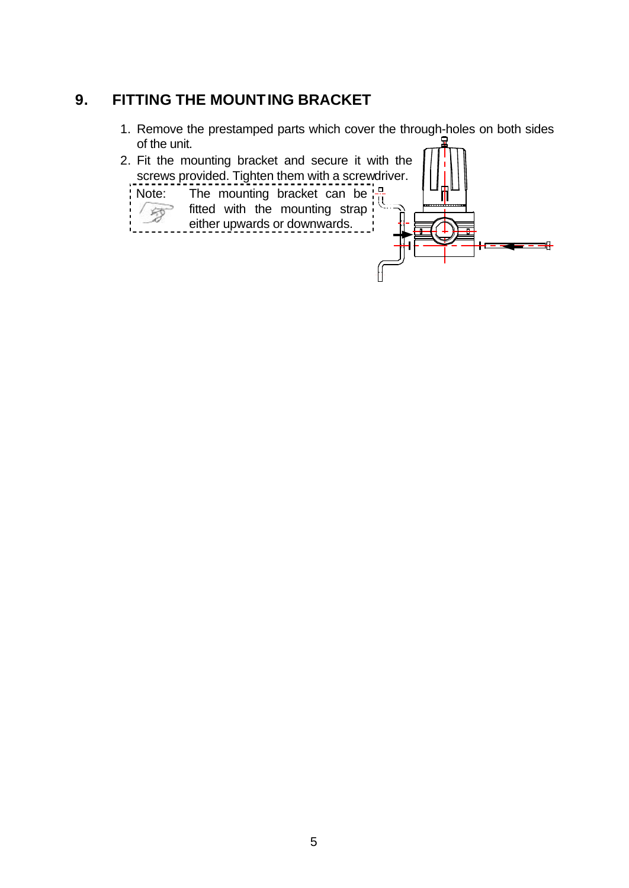## 9. FITTING THE MOUNTING BRACKET

1. Remove the prestamped parts which cover the through-holes on both sides of the unit.
2. Fit the mounting bracket and secure it with the screws provided. Tighten them with a screwdriver.

> Note: The mounting bracket can be fitted with the mounting strap either upwards or downwards.